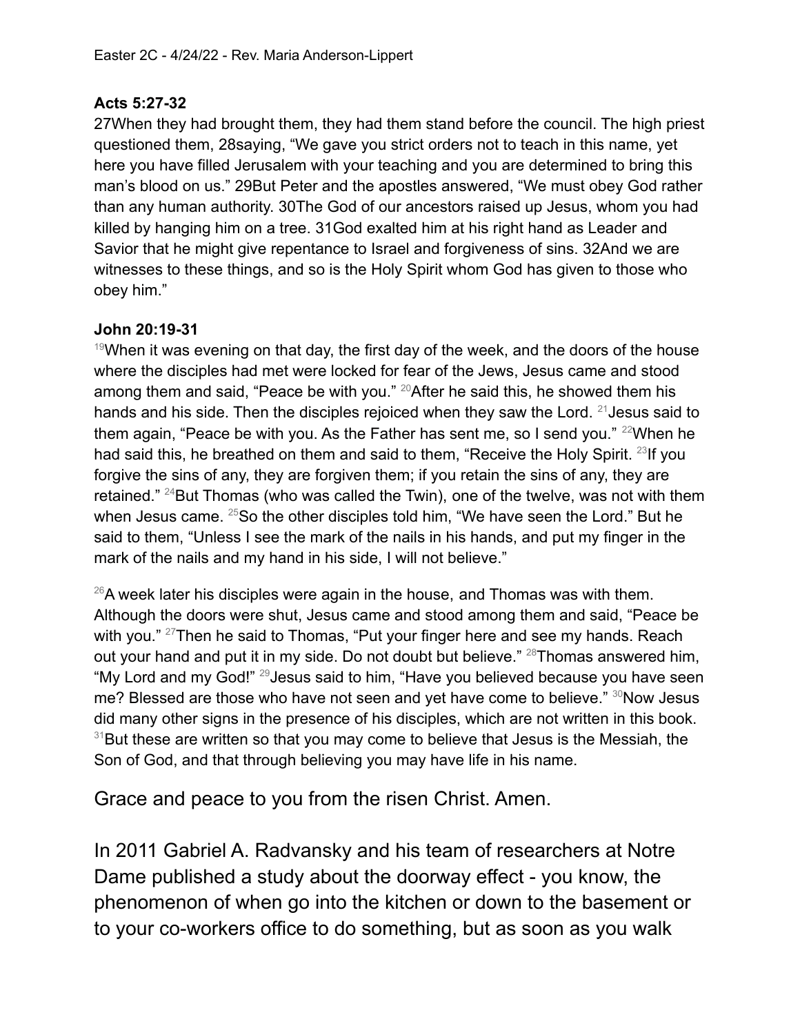Easter 2C - 4/24/22 - Rev. Maria Anderson-Lippert

**Acts 5:27-32**

27When they had brought them, they had them stand before the council. The high priest questioned them, 28saying, "We gave you strict orders not to teach in this name, yet here you have filled Jerusalem with your teaching and you are determined to bring this man's blood on us." 29But Peter and the apostles answered, "We must obey God rather than any human authority. 30The God of our ancestors raised up Jesus, whom you had killed by hanging him on a tree. 31God exalted him at his right hand as Leader and Savior that he might give repentance to Israel and forgiveness of sins. 32And we are witnesses to these things, and so is the Holy Spirit whom God has given to those who obey him."

**John 20:19-31**

[19]When it was evening on that day, the first day of the week, and the doors of the house where the disciples had met were locked for fear of the Jews, Jesus came and stood among them and said, "Peace be with you." [20]After he said this, he showed them his hands and his side. Then the disciples rejoiced when they saw the Lord. [21]Jesus said to them again, "Peace be with you. As the Father has sent me, so I send you." [22]When he had said this, he breathed on them and said to them, "Receive the Holy Spirit. [23]If you forgive the sins of any, they are forgiven them; if you retain the sins of any, they are retained." [24]But Thomas (who was called the Twin), one of the twelve, was not with them when Jesus came. [25]So the other disciples told him, "We have seen the Lord." But he said to them, "Unless I see the mark of the nails in his hands, and put my finger in the mark of the nails and my hand in his side, I will not believe."

[26]A week later his disciples were again in the house, and Thomas was with them. Although the doors were shut, Jesus came and stood among them and said, "Peace be with you." [27]Then he said to Thomas, "Put your finger here and see my hands. Reach out your hand and put it in my side. Do not doubt but believe." [28]Thomas answered him, "My Lord and my God!" [29]Jesus said to him, "Have you believed because you have seen me? Blessed are those who have not seen and yet have come to believe." [30]Now Jesus did many other signs in the presence of his disciples, which are not written in this book. [31]But these are written so that you may come to believe that Jesus is the Messiah, the Son of God, and that through believing you may have life in his name.

Grace and peace to you from the risen Christ. Amen.

In 2011 Gabriel A. Radvansky and his team of researchers at Notre Dame published a study about the doorway effect - you know, the phenomenon of when go into the kitchen or down to the basement or to your co-workers office to do something, but as soon as you walk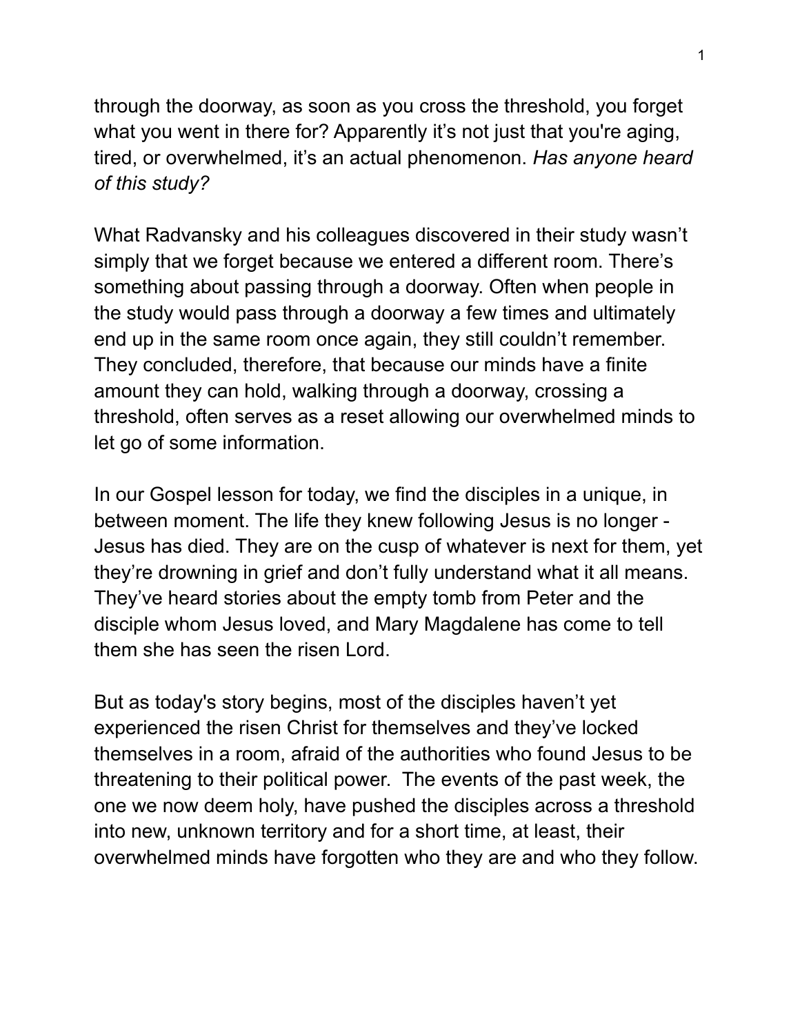through the doorway, as soon as you cross the threshold, you forget what you went in there for? Apparently it's not just that you're aging, tired, or overwhelmed, it's an actual phenomenon. *Has anyone heard of this study?*

What Radvansky and his colleagues discovered in their study wasn't simply that we forget because we entered a different room. There's something about passing through a doorway. Often when people in the study would pass through a doorway a few times and ultimately end up in the same room once again, they still couldn't remember. They concluded, therefore, that because our minds have a finite amount they can hold, walking through a doorway, crossing a threshold, often serves as a reset allowing our overwhelmed minds to let go of some information.

In our Gospel lesson for today, we find the disciples in a unique, in between moment. The life they knew following Jesus is no longer - Jesus has died. They are on the cusp of whatever is next for them, yet they're drowning in grief and don't fully understand what it all means. They've heard stories about the empty tomb from Peter and the disciple whom Jesus loved, and Mary Magdalene has come to tell them she has seen the risen Lord.

But as today's story begins, most of the disciples haven't yet experienced the risen Christ for themselves and they've locked themselves in a room, afraid of the authorities who found Jesus to be threatening to their political power. The events of the past week, the one we now deem holy, have pushed the disciples across a threshold into new, unknown territory and for a short time, at least, their overwhelmed minds have forgotten who they are and who they follow.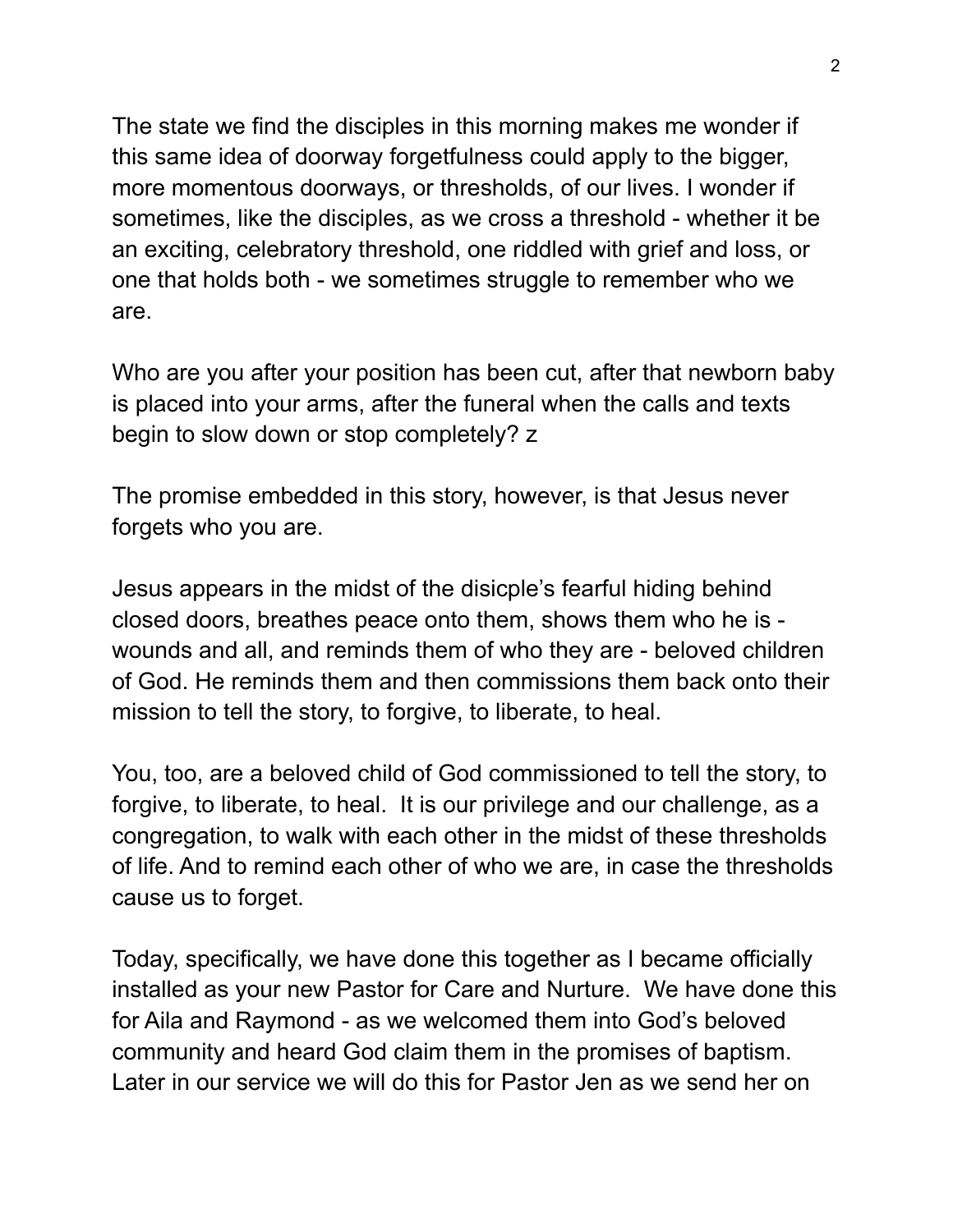The state we find the disciples in this morning makes me wonder if this same idea of doorway forgetfulness could apply to the bigger, more momentous doorways, or thresholds, of our lives. I wonder if sometimes, like the disciples, as we cross a threshold - whether it be an exciting, celebratory threshold, one riddled with grief and loss, or one that holds both - we sometimes struggle to remember who we are.

Who are you after your position has been cut, after that newborn baby is placed into your arms, after the funeral when the calls and texts begin to slow down or stop completely? z

The promise embedded in this story, however, is that Jesus never forgets who you are.

Jesus appears in the midst of the disicple's fearful hiding behind closed doors, breathes peace onto them, shows them who he is - wounds and all, and reminds them of who they are - beloved children of God. He reminds them and then commissions them back onto their mission to tell the story, to forgive, to liberate, to heal.

You, too, are a beloved child of God commissioned to tell the story, to forgive, to liberate, to heal. It is our privilege and our challenge, as a congregation, to walk with each other in the midst of these thresholds of life. And to remind each other of who we are, in case the thresholds cause us to forget.

Today, specifically, we have done this together as I became officially installed as your new Pastor for Care and Nurture. We have done this for Aila and Raymond - as we welcomed them into God's beloved community and heard God claim them in the promises of baptism. Later in our service we will do this for Pastor Jen as we send her on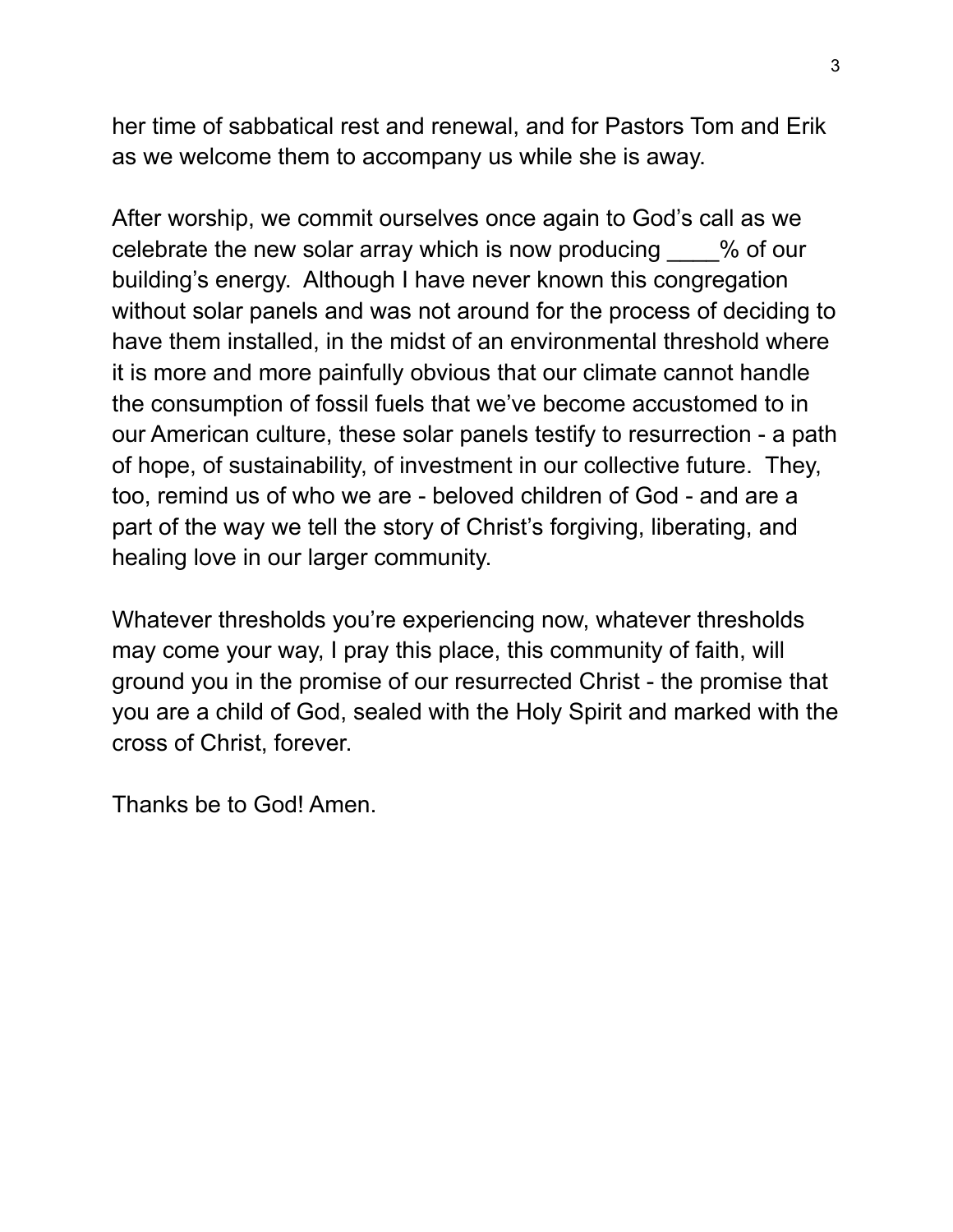her time of sabbatical rest and renewal, and for Pastors Tom and Erik as we welcome them to accompany us while she is away.

After worship, we commit ourselves once again to God's call as we celebrate the new solar array which is now producing ____% of our building's energy. Although I have never known this congregation without solar panels and was not around for the process of deciding to have them installed, in the midst of an environmental threshold where it is more and more painfully obvious that our climate cannot handle the consumption of fossil fuels that we've become accustomed to in our American culture, these solar panels testify to resurrection - a path of hope, of sustainability, of investment in our collective future. They, too, remind us of who we are - beloved children of God - and are a part of the way we tell the story of Christ's forgiving, liberating, and healing love in our larger community.

Whatever thresholds you're experiencing now, whatever thresholds may come your way, I pray this place, this community of faith, will ground you in the promise of our resurrected Christ - the promise that you are a child of God, sealed with the Holy Spirit and marked with the cross of Christ, forever.

Thanks be to God! Amen.